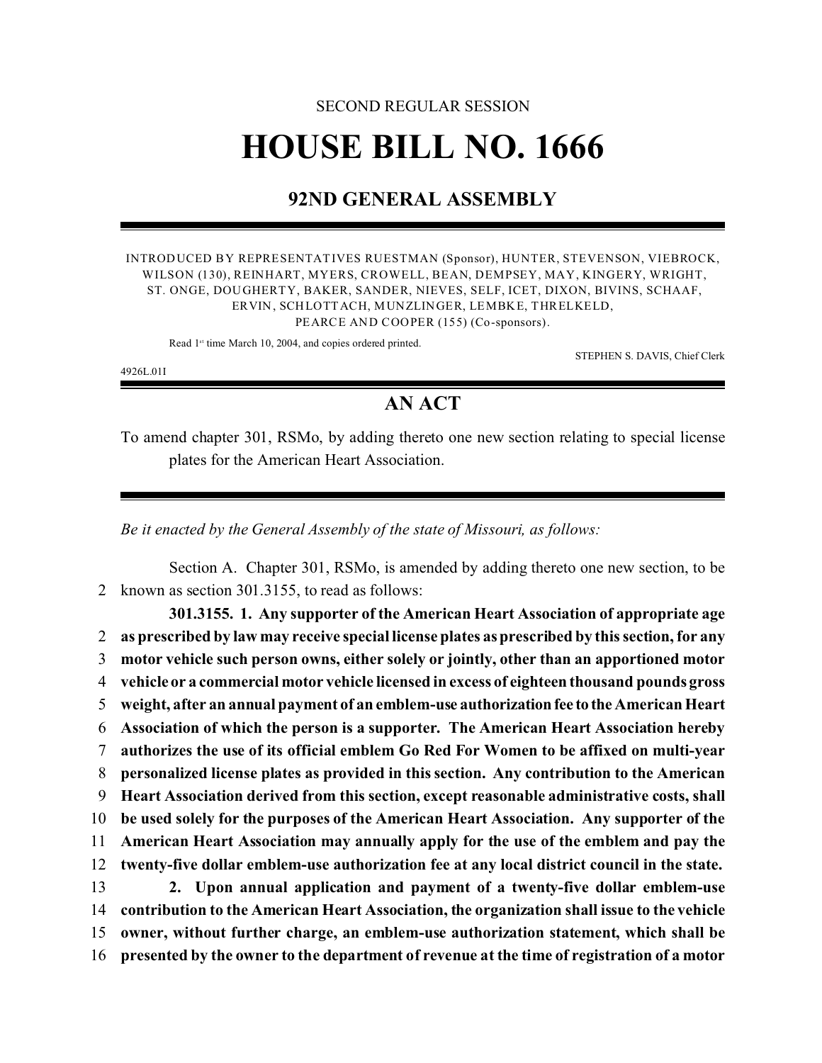SECOND REGULAR SESSION

# HOUSE BILL NO. 1666

## 92ND GENERAL ASSEMBLY

INTRODUCED BY REPRESENTATIVES RUESTMAN (Sponsor), HUNTER, STEVENSON, VIEBROCK, WILSON (130), REINHART, MYERS, CROWELL, BEAN, DEMPSEY, MAY, KINGERY, WRIGHT, ST. ONGE, DOUGHERTY, BAKER, SANDER, NIEVES, SELF, ICET, DIXON, BIVINS, SCHAAF, ERVIN, SCHLOTTACH, MUNZLINGER, LEMBKE, THRELKELD, PEARCE AND COOPER (155) (Co-sponsors).

Read 1st time March 10, 2004, and copies ordered printed.

STEPHEN S. DAVIS, Chief Clerk

4926L.01I

## AN ACT

To amend chapter 301, RSMo, by adding thereto one new section relating to special license plates for the American Heart Association.

*Be it enacted by the General Assembly of the state of Missouri, as follows:*

Section A. Chapter 301, RSMo, is amended by adding thereto one new section, to be
2 known as section 301.3155, to read as follows:

**301.3155. 1. Any supporter of the American Heart Association of appropriate age**
2 **as prescribed by law may receive special license plates as prescribed by this section, for any**
3 **motor vehicle such person owns, either solely or jointly, other than an apportioned motor**
4 **vehicle or a commercial motor vehicle licensed in excess of eighteen thousand pounds gross**
5 **weight, after an annual payment of an emblem-use authorization fee to the American Heart**
6 **Association of which the person is a supporter. The American Heart Association hereby**
7 **authorizes the use of its official emblem Go Red For Women to be affixed on multi-year**
8 **personalized license plates as provided in this section. Any contribution to the American**
9 **Heart Association derived from this section, except reasonable administrative costs, shall**
10 **be used solely for the purposes of the American Heart Association. Any supporter of the**
11 **American Heart Association may annually apply for the use of the emblem and pay the**
12 **twenty-five dollar emblem-use authorization fee at any local district council in the state.**
13 **2. Upon annual application and payment of a twenty-five dollar emblem-use**
14 **contribution to the American Heart Association, the organization shall issue to the vehicle**
15 **owner, without further charge, an emblem-use authorization statement, which shall be**
16 **presented by the owner to the department of revenue at the time of registration of a motor**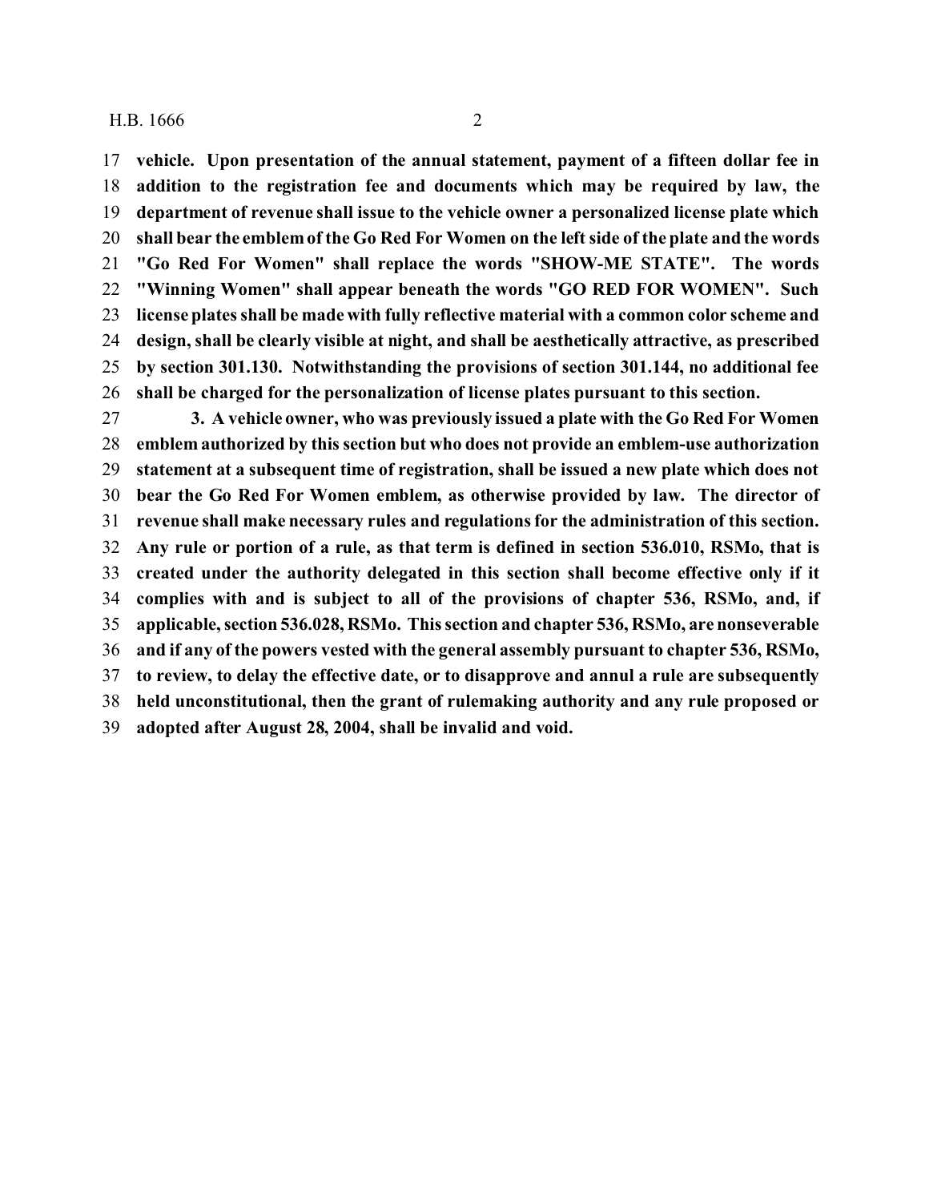**vehicle. Upon presentation of the annual statement, payment of a fifteen dollar fee in addition to the registration fee and documents which may be required by law, the department of revenue shall issue to the vehicle owner a personalized license plate which shall bear the emblem of the Go Red For Women on the left side of the plate and the words "Go Red For Women" shall replace the words "SHOW-ME STATE". The words "Winning Women" shall appear beneath the words "GO RED FOR WOMEN". Such license plates shall be made with fully reflective material with a common color scheme and design, shall be clearly visible at night, and shall be aesthetically attractive, as prescribed by section 301.130. Notwithstanding the provisions of section 301.144, no additional fee shall be charged for the personalization of license plates pursuant to this section.**

**3. A vehicle owner, who was previously issued a plate with the Go Red For Women emblem authorized by this section but who does not provide an emblem-use authorization statement at a subsequent time of registration, shall be issued a new plate which does not bear the Go Red For Women emblem, as otherwise provided by law. The director of revenue shall make necessary rules and regulations for the administration of this section. Any rule or portion of a rule, as that term is defined in section 536.010, RSMo, that is created under the authority delegated in this section shall become effective only if it complies with and is subject to all of the provisions of chapter 536, RSMo, and, if applicable, section 536.028, RSMo. This section and chapter 536, RSMo, are nonseverable and if any of the powers vested with the general assembly pursuant to chapter 536, RSMo, to review, to delay the effective date, or to disapprove and annul a rule are subsequently held unconstitutional, then the grant of rulemaking authority and any rule proposed or adopted after August 28, 2004, shall be invalid and void.**